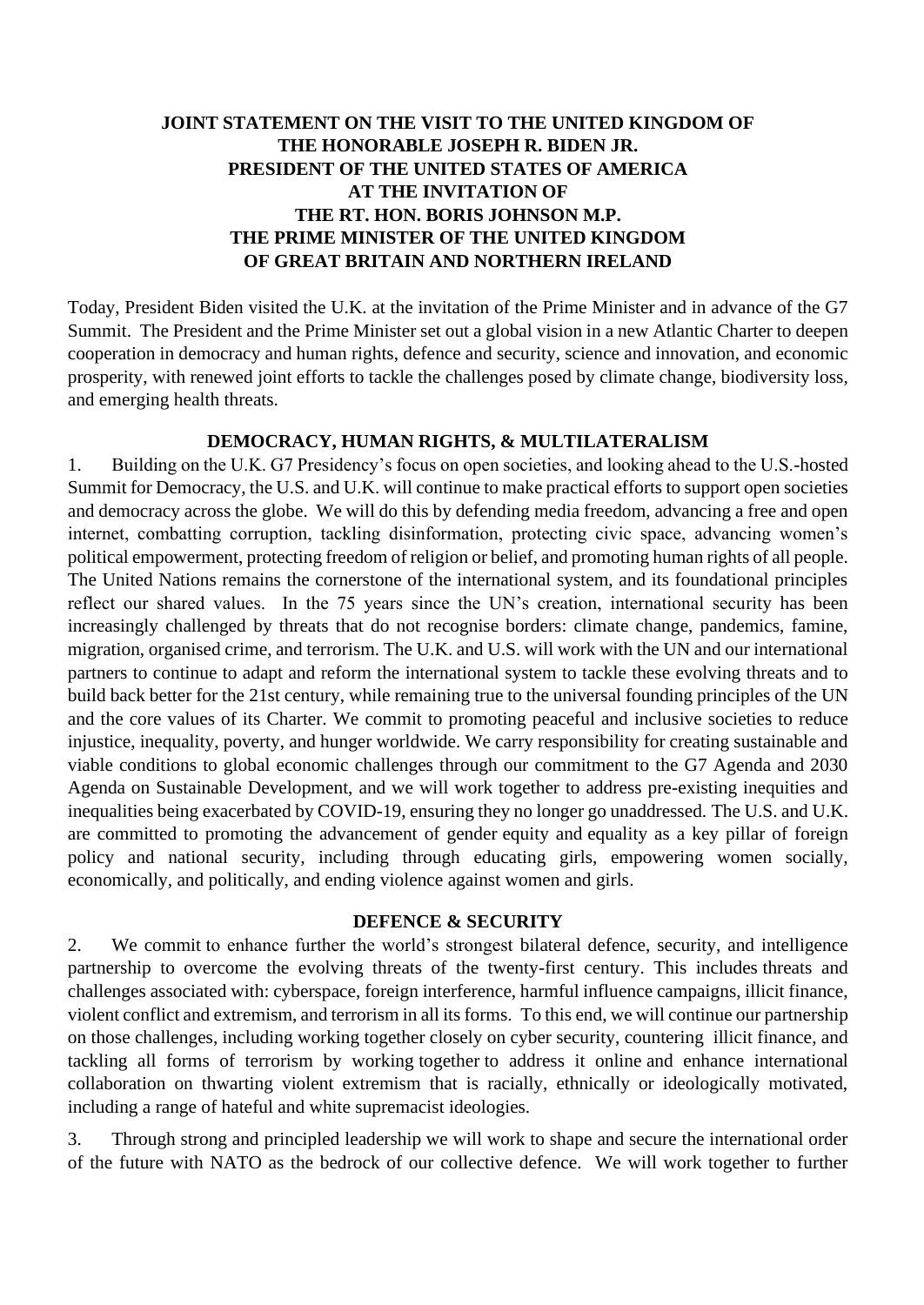# JOINT STATEMENT ON THE VISIT TO THE UNITED KINGDOM OF THE HONORABLE JOSEPH R. BIDEN JR. PRESIDENT OF THE UNITED STATES OF AMERICA AT THE INVITATION OF THE RT. HON. BORIS JOHNSON M.P. THE PRIME MINISTER OF THE UNITED KINGDOM OF GREAT BRITAIN AND NORTHERN IRELAND

Today, President Biden visited the U.K. at the invitation of the Prime Minister and in advance of the G7 Summit. The President and the Prime Minister set out a global vision in a new Atlantic Charter to deepen cooperation in democracy and human rights, defence and security, science and innovation, and economic prosperity, with renewed joint efforts to tackle the challenges posed by climate change, biodiversity loss, and emerging health threats.

## DEMOCRACY, HUMAN RIGHTS, & MULTILATERALISM

1. Building on the U.K. G7 Presidency's focus on open societies, and looking ahead to the U.S.-hosted Summit for Democracy, the U.S. and U.K. will continue to make practical efforts to support open societies and democracy across the globe. We will do this by defending media freedom, advancing a free and open internet, combatting corruption, tackling disinformation, protecting civic space, advancing women's political empowerment, protecting freedom of religion or belief, and promoting human rights of all people. The United Nations remains the cornerstone of the international system, and its foundational principles reflect our shared values. In the 75 years since the UN's creation, international security has been increasingly challenged by threats that do not recognise borders: climate change, pandemics, famine, migration, organised crime, and terrorism. The U.K. and U.S. will work with the UN and our international partners to continue to adapt and reform the international system to tackle these evolving threats and to build back better for the 21st century, while remaining true to the universal founding principles of the UN and the core values of its Charter. We commit to promoting peaceful and inclusive societies to reduce injustice, inequality, poverty, and hunger worldwide. We carry responsibility for creating sustainable and viable conditions to global economic challenges through our commitment to the G7 Agenda and 2030 Agenda on Sustainable Development, and we will work together to address pre-existing inequities and inequalities being exacerbated by COVID-19, ensuring they no longer go unaddressed. The U.S. and U.K. are committed to promoting the advancement of gender equity and equality as a key pillar of foreign policy and national security, including through educating girls, empowering women socially, economically, and politically, and ending violence against women and girls.

## DEFENCE & SECURITY

2. We commit to enhance further the world's strongest bilateral defence, security, and intelligence partnership to overcome the evolving threats of the twenty-first century. This includes threats and challenges associated with: cyberspace, foreign interference, harmful influence campaigns, illicit finance, violent conflict and extremism, and terrorism in all its forms. To this end, we will continue our partnership on those challenges, including working together closely on cyber security, countering illicit finance, and tackling all forms of terrorism by working together to address it online and enhance international collaboration on thwarting violent extremism that is racially, ethnically or ideologically motivated, including a range of hateful and white supremacist ideologies.

3. Through strong and principled leadership we will work to shape and secure the international order of the future with NATO as the bedrock of our collective defence. We will work together to further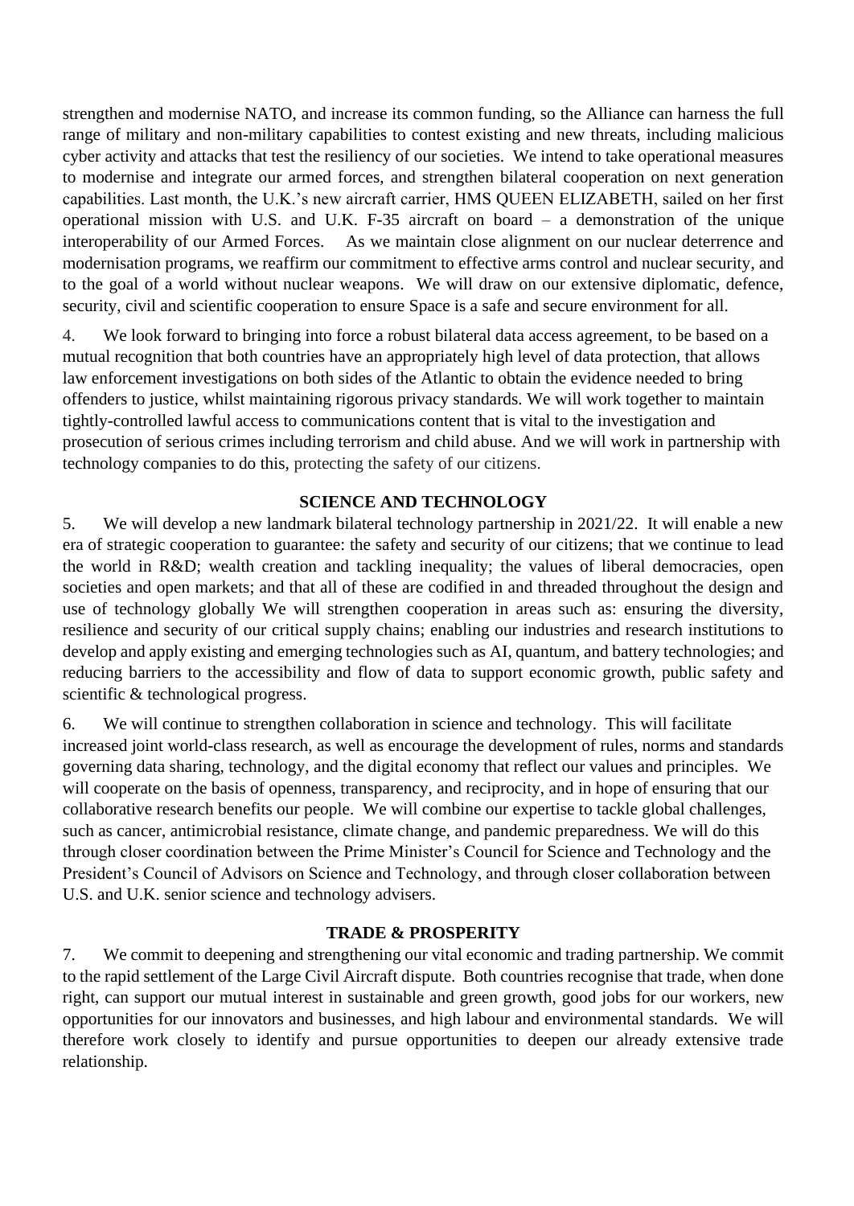strengthen and modernise NATO, and increase its common funding, so the Alliance can harness the full range of military and non-military capabilities to contest existing and new threats, including malicious cyber activity and attacks that test the resiliency of our societies. We intend to take operational measures to modernise and integrate our armed forces, and strengthen bilateral cooperation on next generation capabilities. Last month, the U.K.'s new aircraft carrier, HMS QUEEN ELIZABETH, sailed on her first operational mission with U.S. and U.K. F-35 aircraft on board – a demonstration of the unique interoperability of our Armed Forces. As we maintain close alignment on our nuclear deterrence and modernisation programs, we reaffirm our commitment to effective arms control and nuclear security, and to the goal of a world without nuclear weapons. We will draw on our extensive diplomatic, defence, security, civil and scientific cooperation to ensure Space is a safe and secure environment for all.

4. We look forward to bringing into force a robust bilateral data access agreement, to be based on a mutual recognition that both countries have an appropriately high level of data protection, that allows law enforcement investigations on both sides of the Atlantic to obtain the evidence needed to bring offenders to justice, whilst maintaining rigorous privacy standards. We will work together to maintain tightly-controlled lawful access to communications content that is vital to the investigation and prosecution of serious crimes including terrorism and child abuse. And we will work in partnership with technology companies to do this, protecting the safety of our citizens.

## SCIENCE AND TECHNOLOGY

5. We will develop a new landmark bilateral technology partnership in 2021/22. It will enable a new era of strategic cooperation to guarantee: the safety and security of our citizens; that we continue to lead the world in R&D; wealth creation and tackling inequality; the values of liberal democracies, open societies and open markets; and that all of these are codified in and threaded throughout the design and use of technology globally We will strengthen cooperation in areas such as: ensuring the diversity, resilience and security of our critical supply chains; enabling our industries and research institutions to develop and apply existing and emerging technologies such as AI, quantum, and battery technologies; and reducing barriers to the accessibility and flow of data to support economic growth, public safety and scientific & technological progress.

6. We will continue to strengthen collaboration in science and technology. This will facilitate increased joint world-class research, as well as encourage the development of rules, norms and standards governing data sharing, technology, and the digital economy that reflect our values and principles. We will cooperate on the basis of openness, transparency, and reciprocity, and in hope of ensuring that our collaborative research benefits our people. We will combine our expertise to tackle global challenges, such as cancer, antimicrobial resistance, climate change, and pandemic preparedness. We will do this through closer coordination between the Prime Minister's Council for Science and Technology and the President's Council of Advisors on Science and Technology, and through closer collaboration between U.S. and U.K. senior science and technology advisers.

## TRADE & PROSPERITY

7. We commit to deepening and strengthening our vital economic and trading partnership. We commit to the rapid settlement of the Large Civil Aircraft dispute. Both countries recognise that trade, when done right, can support our mutual interest in sustainable and green growth, good jobs for our workers, new opportunities for our innovators and businesses, and high labour and environmental standards. We will therefore work closely to identify and pursue opportunities to deepen our already extensive trade relationship.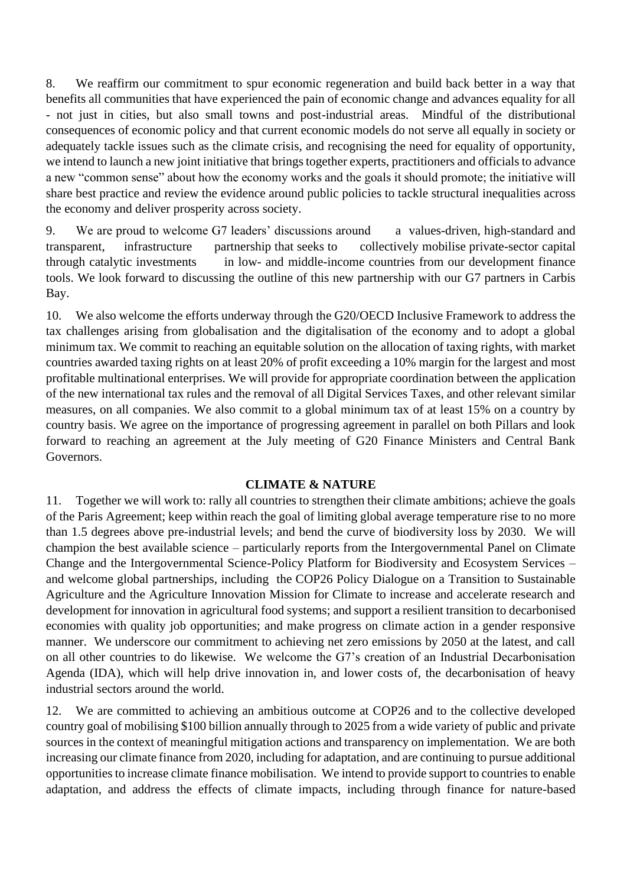8. We reaffirm our commitment to spur economic regeneration and build back better in a way that benefits all communities that have experienced the pain of economic change and advances equality for all - not just in cities, but also small towns and post-industrial areas. Mindful of the distributional consequences of economic policy and that current economic models do not serve all equally in society or adequately tackle issues such as the climate crisis, and recognising the need for equality of opportunity, we intend to launch a new joint initiative that brings together experts, practitioners and officials to advance a new "common sense" about how the economy works and the goals it should promote; the initiative will share best practice and review the evidence around public policies to tackle structural inequalities across the economy and deliver prosperity across society.

9. We are proud to welcome G7 leaders' discussions around a values-driven, high-standard and transparent, infrastructure partnership that seeks to collectively mobilise private-sector capital through catalytic investments in low- and middle-income countries from our development finance tools. We look forward to discussing the outline of this new partnership with our G7 partners in Carbis Bay.

10. We also welcome the efforts underway through the G20/OECD Inclusive Framework to address the tax challenges arising from globalisation and the digitalisation of the economy and to adopt a global minimum tax. We commit to reaching an equitable solution on the allocation of taxing rights, with market countries awarded taxing rights on at least 20% of profit exceeding a 10% margin for the largest and most profitable multinational enterprises. We will provide for appropriate coordination between the application of the new international tax rules and the removal of all Digital Services Taxes, and other relevant similar measures, on all companies. We also commit to a global minimum tax of at least 15% on a country by country basis. We agree on the importance of progressing agreement in parallel on both Pillars and look forward to reaching an agreement at the July meeting of G20 Finance Ministers and Central Bank Governors.

## CLIMATE & NATURE

11. Together we will work to: rally all countries to strengthen their climate ambitions; achieve the goals of the Paris Agreement; keep within reach the goal of limiting global average temperature rise to no more than 1.5 degrees above pre-industrial levels; and bend the curve of biodiversity loss by 2030. We will champion the best available science – particularly reports from the Intergovernmental Panel on Climate Change and the Intergovernmental Science-Policy Platform for Biodiversity and Ecosystem Services – and welcome global partnerships, including the COP26 Policy Dialogue on a Transition to Sustainable Agriculture and the Agriculture Innovation Mission for Climate to increase and accelerate research and development for innovation in agricultural food systems; and support a resilient transition to decarbonised economies with quality job opportunities; and make progress on climate action in a gender responsive manner. We underscore our commitment to achieving net zero emissions by 2050 at the latest, and call on all other countries to do likewise. We welcome the G7's creation of an Industrial Decarbonisation Agenda (IDA), which will help drive innovation in, and lower costs of, the decarbonisation of heavy industrial sectors around the world.

12. We are committed to achieving an ambitious outcome at COP26 and to the collective developed country goal of mobilising $100 billion annually through to 2025 from a wide variety of public and private sources in the context of meaningful mitigation actions and transparency on implementation. We are both increasing our climate finance from 2020, including for adaptation, and are continuing to pursue additional opportunities to increase climate finance mobilisation. We intend to provide support to countries to enable adaptation, and address the effects of climate impacts, including through finance for nature-based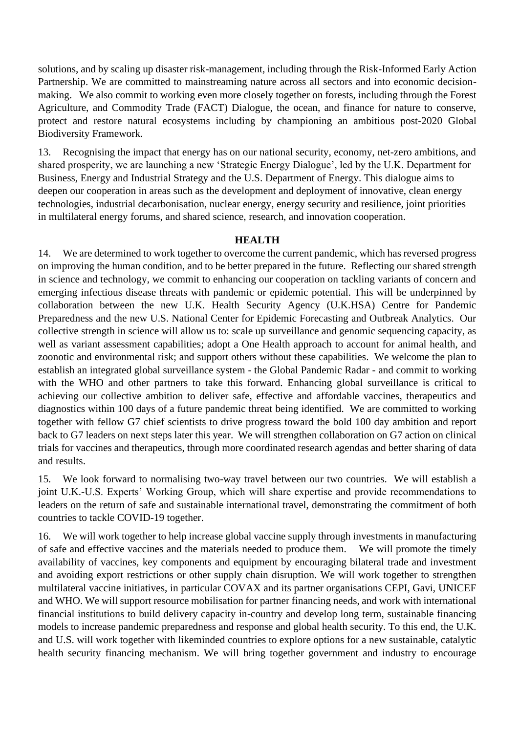solutions, and by scaling up disaster risk-management, including through the Risk-Informed Early Action Partnership. We are committed to mainstreaming nature across all sectors and into economic decision-making. We also commit to working even more closely together on forests, including through the Forest Agriculture, and Commodity Trade (FACT) Dialogue, the ocean, and finance for nature to conserve, protect and restore natural ecosystems including by championing an ambitious post-2020 Global Biodiversity Framework.

13. Recognising the impact that energy has on our national security, economy, net-zero ambitions, and shared prosperity, we are launching a new 'Strategic Energy Dialogue', led by the U.K. Department for Business, Energy and Industrial Strategy and the U.S. Department of Energy. This dialogue aims to deepen our cooperation in areas such as the development and deployment of innovative, clean energy technologies, industrial decarbonisation, nuclear energy, energy security and resilience, joint priorities in multilateral energy forums, and shared science, research, and innovation cooperation.

**HEALTH**

14. We are determined to work together to overcome the current pandemic, which has reversed progress on improving the human condition, and to be better prepared in the future. Reflecting our shared strength in science and technology, we commit to enhancing our cooperation on tackling variants of concern and emerging infectious disease threats with pandemic or epidemic potential. This will be underpinned by collaboration between the new U.K. Health Security Agency (U.K.HSA) Centre for Pandemic Preparedness and the new U.S. National Center for Epidemic Forecasting and Outbreak Analytics. Our collective strength in science will allow us to: scale up surveillance and genomic sequencing capacity, as well as variant assessment capabilities; adopt a One Health approach to account for animal health, and zoonotic and environmental risk; and support others without these capabilities. We welcome the plan to establish an integrated global surveillance system - the Global Pandemic Radar - and commit to working with the WHO and other partners to take this forward. Enhancing global surveillance is critical to achieving our collective ambition to deliver safe, effective and affordable vaccines, therapeutics and diagnostics within 100 days of a future pandemic threat being identified. We are committed to working together with fellow G7 chief scientists to drive progress toward the bold 100 day ambition and report back to G7 leaders on next steps later this year. We will strengthen collaboration on G7 action on clinical trials for vaccines and therapeutics, through more coordinated research agendas and better sharing of data and results.

15. We look forward to normalising two-way travel between our two countries. We will establish a joint U.K.-U.S. Experts' Working Group, which will share expertise and provide recommendations to leaders on the return of safe and sustainable international travel, demonstrating the commitment of both countries to tackle COVID-19 together.

16. We will work together to help increase global vaccine supply through investments in manufacturing of safe and effective vaccines and the materials needed to produce them. We will promote the timely availability of vaccines, key components and equipment by encouraging bilateral trade and investment and avoiding export restrictions or other supply chain disruption. We will work together to strengthen multilateral vaccine initiatives, in particular COVAX and its partner organisations CEPI, Gavi, UNICEF and WHO. We will support resource mobilisation for partner financing needs, and work with international financial institutions to build delivery capacity in-country and develop long term, sustainable financing models to increase pandemic preparedness and response and global health security. To this end, the U.K. and U.S. will work together with likeminded countries to explore options for a new sustainable, catalytic health security financing mechanism. We will bring together government and industry to encourage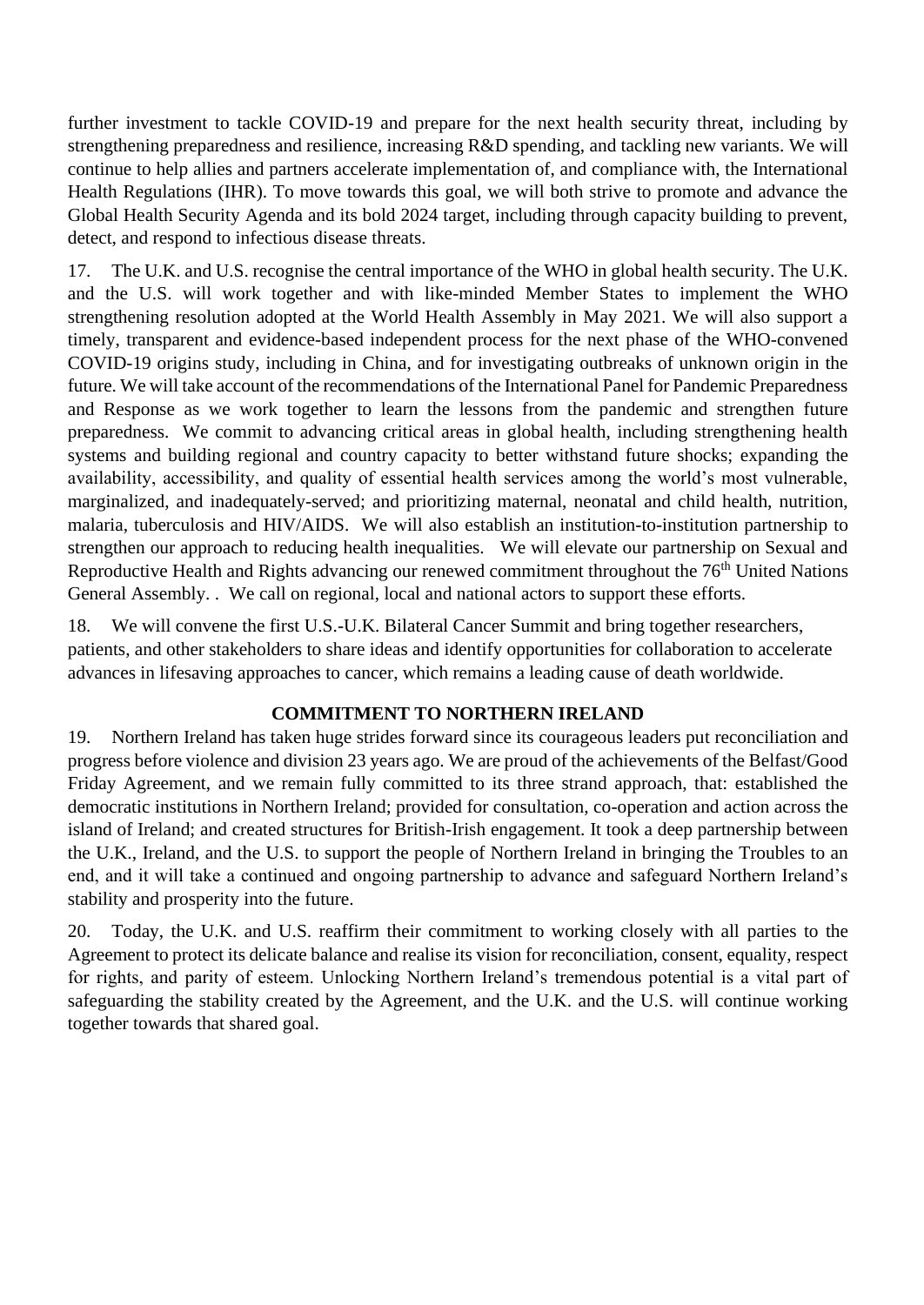further investment to tackle COVID-19 and prepare for the next health security threat, including by strengthening preparedness and resilience, increasing R&D spending, and tackling new variants. We will continue to help allies and partners accelerate implementation of, and compliance with, the International Health Regulations (IHR). To move towards this goal, we will both strive to promote and advance the Global Health Security Agenda and its bold 2024 target, including through capacity building to prevent, detect, and respond to infectious disease threats.

17. The U.K. and U.S. recognise the central importance of the WHO in global health security. The U.K. and the U.S. will work together and with like-minded Member States to implement the WHO strengthening resolution adopted at the World Health Assembly in May 2021. We will also support a timely, transparent and evidence-based independent process for the next phase of the WHO-convened COVID-19 origins study, including in China, and for investigating outbreaks of unknown origin in the future. We will take account of the recommendations of the International Panel for Pandemic Preparedness and Response as we work together to learn the lessons from the pandemic and strengthen future preparedness. We commit to advancing critical areas in global health, including strengthening health systems and building regional and country capacity to better withstand future shocks; expanding the availability, accessibility, and quality of essential health services among the world's most vulnerable, marginalized, and inadequately-served; and prioritizing maternal, neonatal and child health, nutrition, malaria, tuberculosis and HIV/AIDS. We will also establish an institution-to-institution partnership to strengthen our approach to reducing health inequalities. We will elevate our partnership on Sexual and Reproductive Health and Rights advancing our renewed commitment throughout the 76th United Nations General Assembly. . We call on regional, local and national actors to support these efforts.

18. We will convene the first U.S.-U.K. Bilateral Cancer Summit and bring together researchers, patients, and other stakeholders to share ideas and identify opportunities for collaboration to accelerate advances in lifesaving approaches to cancer, which remains a leading cause of death worldwide.

## COMMITMENT TO NORTHERN IRELAND

19. Northern Ireland has taken huge strides forward since its courageous leaders put reconciliation and progress before violence and division 23 years ago. We are proud of the achievements of the Belfast/Good Friday Agreement, and we remain fully committed to its three strand approach, that: established the democratic institutions in Northern Ireland; provided for consultation, co-operation and action across the island of Ireland; and created structures for British-Irish engagement. It took a deep partnership between the U.K., Ireland, and the U.S. to support the people of Northern Ireland in bringing the Troubles to an end, and it will take a continued and ongoing partnership to advance and safeguard Northern Ireland's stability and prosperity into the future.

20. Today, the U.K. and U.S. reaffirm their commitment to working closely with all parties to the Agreement to protect its delicate balance and realise its vision for reconciliation, consent, equality, respect for rights, and parity of esteem. Unlocking Northern Ireland's tremendous potential is a vital part of safeguarding the stability created by the Agreement, and the U.K. and the U.S. will continue working together towards that shared goal.